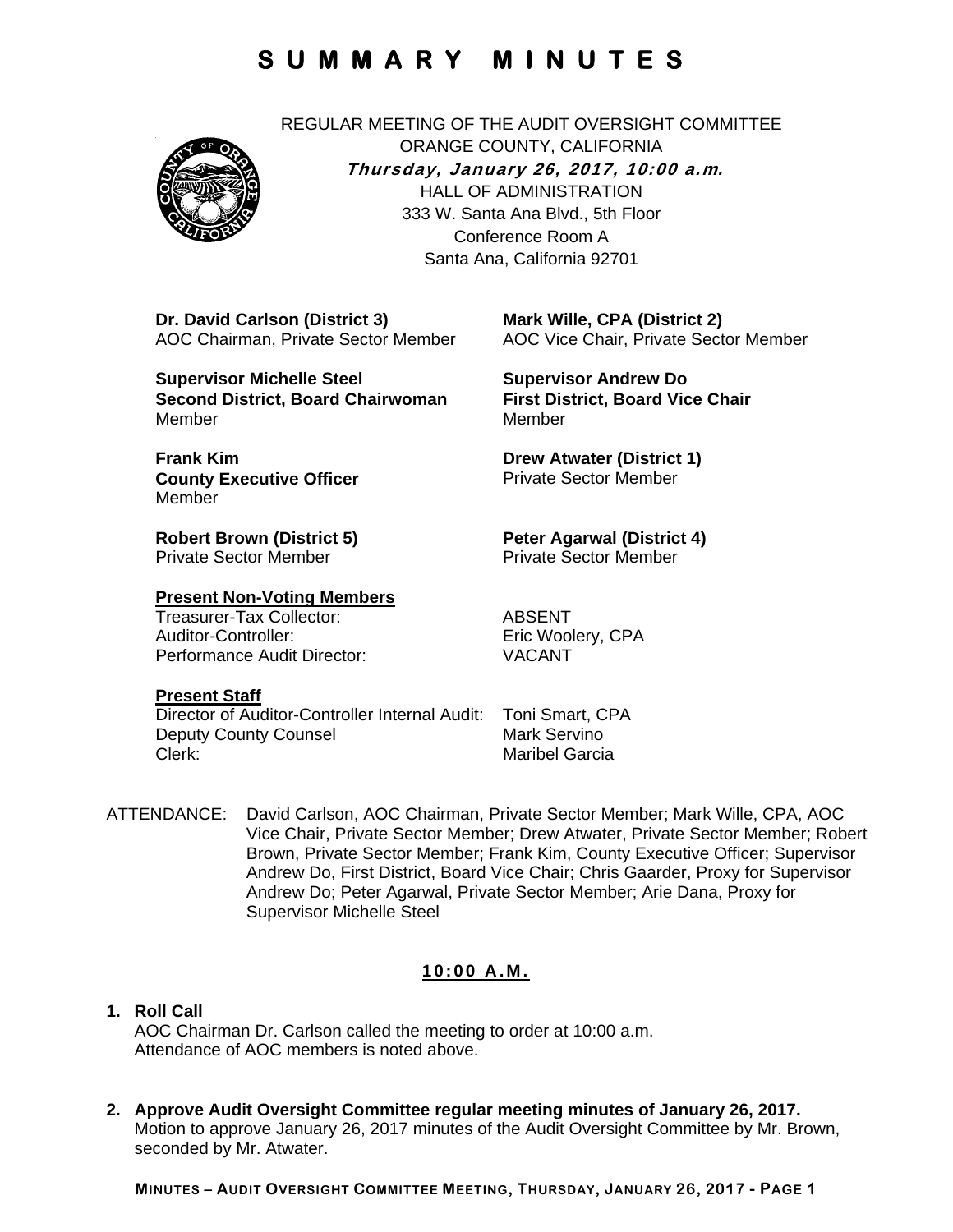# SUMMARY MINUTES

REGULAR MEETING OF THE AUDIT OVERSIGHT COMMITTEE
ORANGE COUNTY, CALIFORNIA
***Thursday, January 26, 2017, 10:00 a.m.***
HALL OF ADMINISTRATION
333 W. Santa Ana Blvd., 5th Floor
Conference Room A
Santa Ana, California 92701

**Dr. David Carlson (District 3)**
AOC Chairman, Private Sector Member

**Mark Wille, CPA (District 2)**
AOC Vice Chair, Private Sector Member

**Supervisor Michelle Steel**
**Second District, Board Chairwoman**
Member

**Supervisor Andrew Do**
**First District, Board Vice Chair**
Member

**Frank Kim**
**County Executive Officer**
Member

**Drew Atwater (District 1)**
Private Sector Member

**Robert Brown (District 5)**
Private Sector Member

**Peter Agarwal (District 4)**
Private Sector Member

**Present Non-Voting Members**

Treasurer-Tax Collector: ABSENT
Auditor-Controller: Eric Woolery, CPA
Performance Audit Director: VACANT

**Present Staff**

Director of Auditor-Controller Internal Audit: Toni Smart, CPA
Deputy County Counsel: Mark Servino
Clerk: Maribel Garcia

ATTENDANCE: David Carlson, AOC Chairman, Private Sector Member; Mark Wille, CPA, AOC Vice Chair, Private Sector Member; Drew Atwater, Private Sector Member; Robert Brown, Private Sector Member; Frank Kim, County Executive Officer; Supervisor Andrew Do, First District, Board Vice Chair; Chris Gaarder, Proxy for Supervisor Andrew Do; Peter Agarwal, Private Sector Member; Arie Dana, Proxy for Supervisor Michelle Steel

## 10:00 A.M.

**1. Roll Call**

AOC Chairman Dr. Carlson called the meeting to order at 10:00 a.m.
Attendance of AOC members is noted above.

**2. Approve Audit Oversight Committee regular meeting minutes of January 26, 2017.**

Motion to approve January 26, 2017 minutes of the Audit Oversight Committee by Mr. Brown, seconded by Mr. Atwater.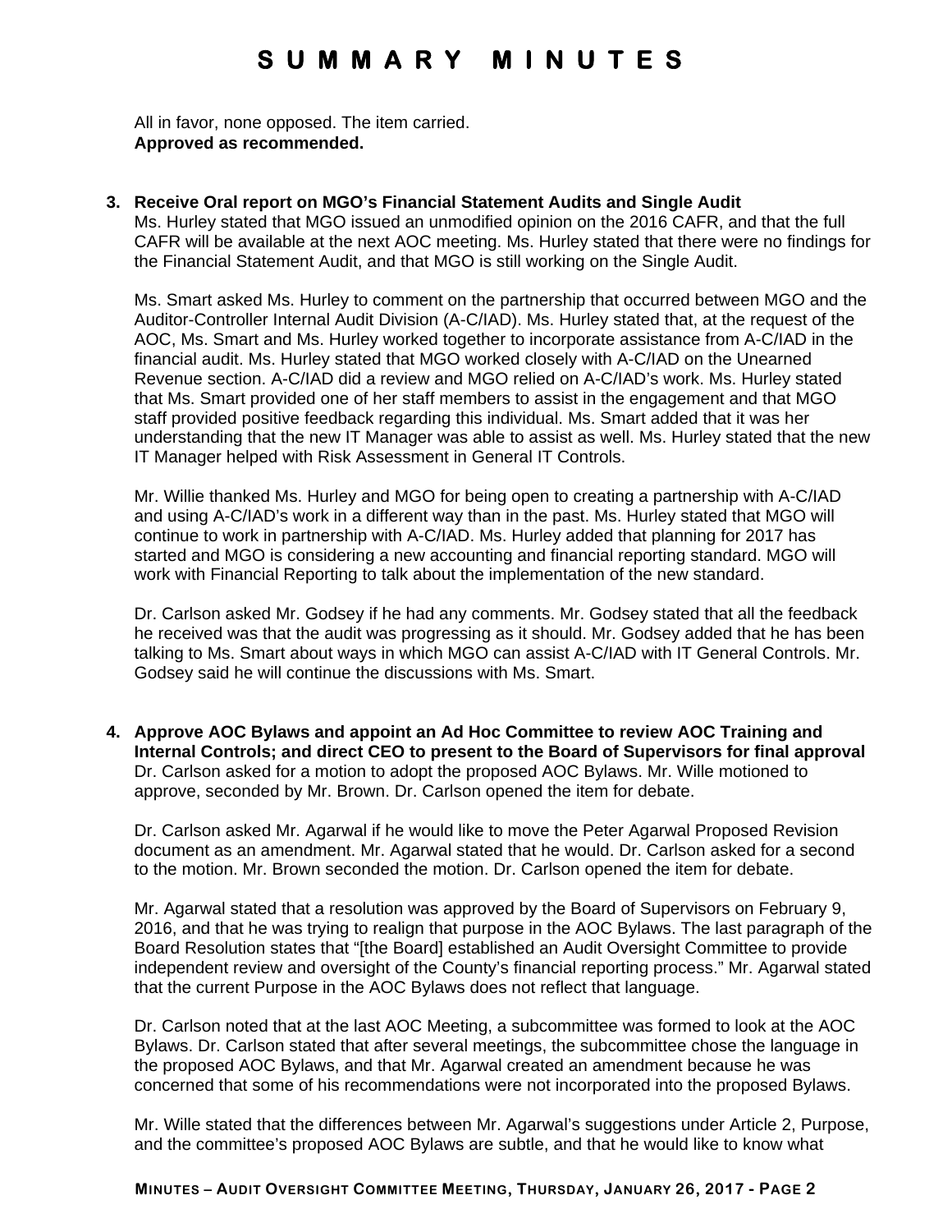All in favor, none opposed. The item carried.
**Approved as recommended.**

**3. Receive Oral report on MGO's Financial Statement Audits and Single Audit**

Ms. Hurley stated that MGO issued an unmodified opinion on the 2016 CAFR, and that the full CAFR will be available at the next AOC meeting. Ms. Hurley stated that there were no findings for the Financial Statement Audit, and that MGO is still working on the Single Audit.

Ms. Smart asked Ms. Hurley to comment on the partnership that occurred between MGO and the Auditor-Controller Internal Audit Division (A-C/IAD). Ms. Hurley stated that, at the request of the AOC, Ms. Smart and Ms. Hurley worked together to incorporate assistance from A-C/IAD in the financial audit. Ms. Hurley stated that MGO worked closely with A-C/IAD on the Unearned Revenue section. A-C/IAD did a review and MGO relied on A-C/IAD's work. Ms. Hurley stated that Ms. Smart provided one of her staff members to assist in the engagement and that MGO staff provided positive feedback regarding this individual. Ms. Smart added that it was her understanding that the new IT Manager was able to assist as well. Ms. Hurley stated that the new IT Manager helped with Risk Assessment in General IT Controls.

Mr. Willie thanked Ms. Hurley and MGO for being open to creating a partnership with A-C/IAD and using A-C/IAD's work in a different way than in the past. Ms. Hurley stated that MGO will continue to work in partnership with A-C/IAD. Ms. Hurley added that planning for 2017 has started and MGO is considering a new accounting and financial reporting standard. MGO will work with Financial Reporting to talk about the implementation of the new standard.

Dr. Carlson asked Mr. Godsey if he had any comments. Mr. Godsey stated that all the feedback he received was that the audit was progressing as it should. Mr. Godsey added that he has been talking to Ms. Smart about ways in which MGO can assist A-C/IAD with IT General Controls. Mr. Godsey said he will continue the discussions with Ms. Smart.

**4. Approve AOC Bylaws and appoint an Ad Hoc Committee to review AOC Training and Internal Controls; and direct CEO to present to the Board of Supervisors for final approval**

Dr. Carlson asked for a motion to adopt the proposed AOC Bylaws. Mr. Wille motioned to approve, seconded by Mr. Brown. Dr. Carlson opened the item for debate.

Dr. Carlson asked Mr. Agarwal if he would like to move the Peter Agarwal Proposed Revision document as an amendment. Mr. Agarwal stated that he would. Dr. Carlson asked for a second to the motion. Mr. Brown seconded the motion. Dr. Carlson opened the item for debate.

Mr. Agarwal stated that a resolution was approved by the Board of Supervisors on February 9, 2016, and that he was trying to realign that purpose in the AOC Bylaws. The last paragraph of the Board Resolution states that "[the Board] established an Audit Oversight Committee to provide independent review and oversight of the County's financial reporting process." Mr. Agarwal stated that the current Purpose in the AOC Bylaws does not reflect that language.

Dr. Carlson noted that at the last AOC Meeting, a subcommittee was formed to look at the AOC Bylaws. Dr. Carlson stated that after several meetings, the subcommittee chose the language in the proposed AOC Bylaws, and that Mr. Agarwal created an amendment because he was concerned that some of his recommendations were not incorporated into the proposed Bylaws.

Mr. Wille stated that the differences between Mr. Agarwal's suggestions under Article 2, Purpose, and the committee's proposed AOC Bylaws are subtle, and that he would like to know what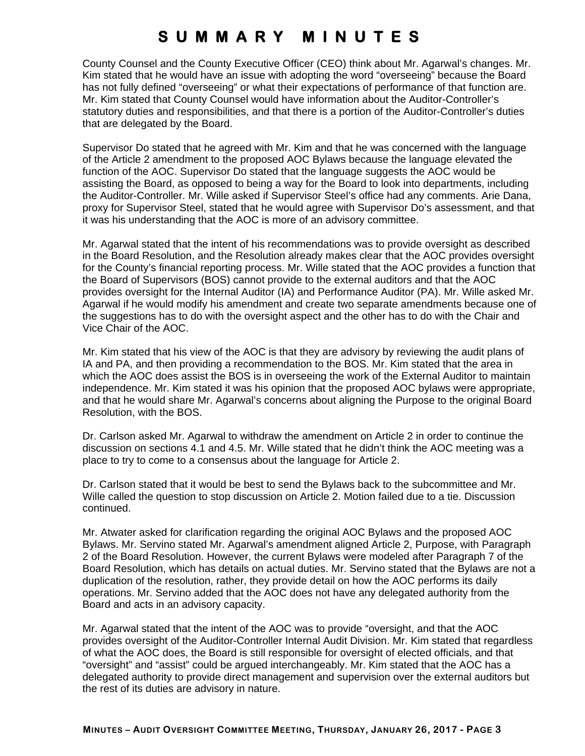County Counsel and the County Executive Officer (CEO) think about Mr. Agarwal's changes. Mr. Kim stated that he would have an issue with adopting the word "overseeing" because the Board has not fully defined "overseeing" or what their expectations of performance of that function are. Mr. Kim stated that County Counsel would have information about the Auditor-Controller's statutory duties and responsibilities, and that there is a portion of the Auditor-Controller's duties that are delegated by the Board.

Supervisor Do stated that he agreed with Mr. Kim and that he was concerned with the language of the Article 2 amendment to the proposed AOC Bylaws because the language elevated the function of the AOC. Supervisor Do stated that the language suggests the AOC would be assisting the Board, as opposed to being a way for the Board to look into departments, including the Auditor-Controller. Mr. Wille asked if Supervisor Steel's office had any comments. Arie Dana, proxy for Supervisor Steel, stated that he would agree with Supervisor Do's assessment, and that it was his understanding that the AOC is more of an advisory committee.

Mr. Agarwal stated that the intent of his recommendations was to provide oversight as described in the Board Resolution, and the Resolution already makes clear that the AOC provides oversight for the County's financial reporting process. Mr. Wille stated that the AOC provides a function that the Board of Supervisors (BOS) cannot provide to the external auditors and that the AOC provides oversight for the Internal Auditor (IA) and Performance Auditor (PA). Mr. Wille asked Mr. Agarwal if he would modify his amendment and create two separate amendments because one of the suggestions has to do with the oversight aspect and the other has to do with the Chair and Vice Chair of the AOC.

Mr. Kim stated that his view of the AOC is that they are advisory by reviewing the audit plans of IA and PA, and then providing a recommendation to the BOS. Mr. Kim stated that the area in which the AOC does assist the BOS is in overseeing the work of the External Auditor to maintain independence. Mr. Kim stated it was his opinion that the proposed AOC bylaws were appropriate, and that he would share Mr. Agarwal's concerns about aligning the Purpose to the original Board Resolution, with the BOS.

Dr. Carlson asked Mr. Agarwal to withdraw the amendment on Article 2 in order to continue the discussion on sections 4.1 and 4.5. Mr. Wille stated that he didn't think the AOC meeting was a place to try to come to a consensus about the language for Article 2.

Dr. Carlson stated that it would be best to send the Bylaws back to the subcommittee and Mr. Wille called the question to stop discussion on Article 2. Motion failed due to a tie. Discussion continued.

Mr. Atwater asked for clarification regarding the original AOC Bylaws and the proposed AOC Bylaws. Mr. Servino stated Mr. Agarwal's amendment aligned Article 2, Purpose, with Paragraph 2 of the Board Resolution. However, the current Bylaws were modeled after Paragraph 7 of the Board Resolution, which has details on actual duties. Mr. Servino stated that the Bylaws are not a duplication of the resolution, rather, they provide detail on how the AOC performs its daily operations. Mr. Servino added that the AOC does not have any delegated authority from the Board and acts in an advisory capacity.

Mr. Agarwal stated that the intent of the AOC was to provide "oversight, and that the AOC provides oversight of the Auditor-Controller Internal Audit Division. Mr. Kim stated that regardless of what the AOC does, the Board is still responsible for oversight of elected officials, and that "oversight" and "assist" could be argued interchangeably. Mr. Kim stated that the AOC has a delegated authority to provide direct management and supervision over the external auditors but the rest of its duties are advisory in nature.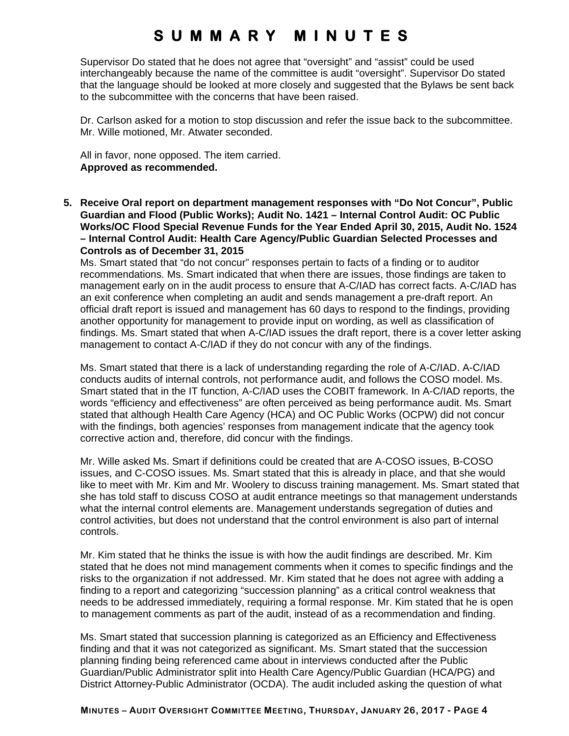Supervisor Do stated that he does not agree that “oversight” and “assist” could be used interchangeably because the name of the committee is audit “oversight”. Supervisor Do stated that the language should be looked at more closely and suggested that the Bylaws be sent back to the subcommittee with the concerns that have been raised.

Dr. Carlson asked for a motion to stop discussion and refer the issue back to the subcommittee. Mr. Wille motioned, Mr. Atwater seconded.

All in favor, none opposed. The item carried.
**Approved as recommended.**

**5. Receive Oral report on department management responses with “Do Not Concur”, Public Guardian and Flood (Public Works); Audit No. 1421 – Internal Control Audit: OC Public Works/OC Flood Special Revenue Funds for the Year Ended April 30, 2015, Audit No. 1524 – Internal Control Audit: Health Care Agency/Public Guardian Selected Processes and Controls as of December 31, 2015**

Ms. Smart stated that “do not concur” responses pertain to facts of a finding or to auditor recommendations. Ms. Smart indicated that when there are issues, those findings are taken to management early on in the audit process to ensure that A-C/IAD has correct facts. A-C/IAD has an exit conference when completing an audit and sends management a pre-draft report. An official draft report is issued and management has 60 days to respond to the findings, providing another opportunity for management to provide input on wording, as well as classification of findings. Ms. Smart stated that when A-C/IAD issues the draft report, there is a cover letter asking management to contact A-C/IAD if they do not concur with any of the findings.

Ms. Smart stated that there is a lack of understanding regarding the role of A-C/IAD. A-C/IAD conducts audits of internal controls, not performance audit, and follows the COSO model. Ms. Smart stated that in the IT function, A-C/IAD uses the COBIT framework. In A-C/IAD reports, the words “efficiency and effectiveness” are often perceived as being performance audit. Ms. Smart stated that although Health Care Agency (HCA) and OC Public Works (OCPW) did not concur with the findings, both agencies’ responses from management indicate that the agency took corrective action and, therefore, did concur with the findings.

Mr. Wille asked Ms. Smart if definitions could be created that are A-COSO issues, B-COSO issues, and C-COSO issues. Ms. Smart stated that this is already in place, and that she would like to meet with Mr. Kim and Mr. Woolery to discuss training management. Ms. Smart stated that she has told staff to discuss COSO at audit entrance meetings so that management understands what the internal control elements are. Management understands segregation of duties and control activities, but does not understand that the control environment is also part of internal controls.

Mr. Kim stated that he thinks the issue is with how the audit findings are described. Mr. Kim stated that he does not mind management comments when it comes to specific findings and the risks to the organization if not addressed. Mr. Kim stated that he does not agree with adding a finding to a report and categorizing “succession planning” as a critical control weakness that needs to be addressed immediately, requiring a formal response. Mr. Kim stated that he is open to management comments as part of the audit, instead of as a recommendation and finding.

Ms. Smart stated that succession planning is categorized as an Efficiency and Effectiveness finding and that it was not categorized as significant. Ms. Smart stated that the succession planning finding being referenced came about in interviews conducted after the Public Guardian/Public Administrator split into Health Care Agency/Public Guardian (HCA/PG) and District Attorney-Public Administrator (OCDA). The audit included asking the question of what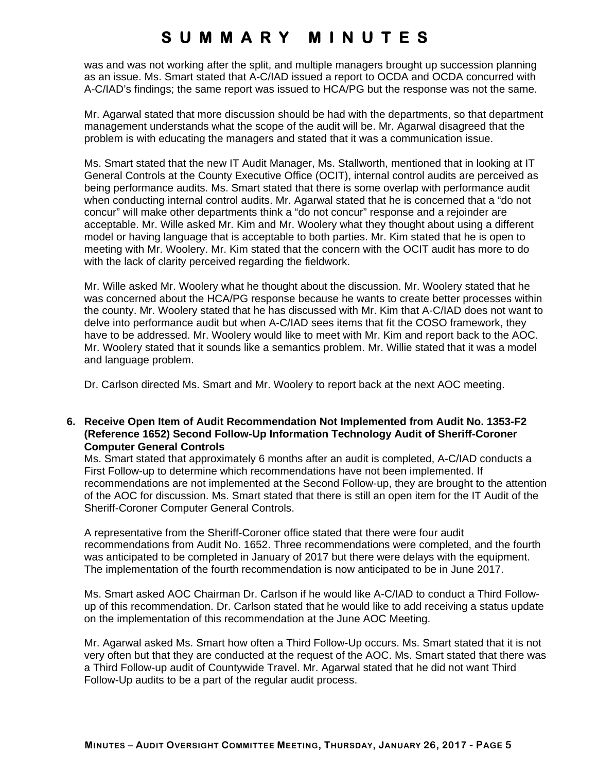was and was not working after the split, and multiple managers brought up succession planning as an issue. Ms. Smart stated that A-C/IAD issued a report to OCDA and OCDA concurred with A-C/IAD's findings; the same report was issued to HCA/PG but the response was not the same.

Mr. Agarwal stated that more discussion should be had with the departments, so that department management understands what the scope of the audit will be. Mr. Agarwal disagreed that the problem is with educating the managers and stated that it was a communication issue.

Ms. Smart stated that the new IT Audit Manager, Ms. Stallworth, mentioned that in looking at IT General Controls at the County Executive Office (OCIT), internal control audits are perceived as being performance audits. Ms. Smart stated that there is some overlap with performance audit when conducting internal control audits. Mr. Agarwal stated that he is concerned that a "do not concur" will make other departments think a "do not concur" response and a rejoinder are acceptable. Mr. Wille asked Mr. Kim and Mr. Woolery what they thought about using a different model or having language that is acceptable to both parties. Mr. Kim stated that he is open to meeting with Mr. Woolery. Mr. Kim stated that the concern with the OCIT audit has more to do with the lack of clarity perceived regarding the fieldwork.

Mr. Wille asked Mr. Woolery what he thought about the discussion. Mr. Woolery stated that he was concerned about the HCA/PG response because he wants to create better processes within the county. Mr. Woolery stated that he has discussed with Mr. Kim that A-C/IAD does not want to delve into performance audit but when A-C/IAD sees items that fit the COSO framework, they have to be addressed. Mr. Woolery would like to meet with Mr. Kim and report back to the AOC. Mr. Woolery stated that it sounds like a semantics problem. Mr. Willie stated that it was a model and language problem.

Dr. Carlson directed Ms. Smart and Mr. Woolery to report back at the next AOC meeting.

**6. Receive Open Item of Audit Recommendation Not Implemented from Audit No. 1353-F2 (Reference 1652) Second Follow-Up Information Technology Audit of Sheriff-Coroner Computer General Controls**

Ms. Smart stated that approximately 6 months after an audit is completed, A-C/IAD conducts a First Follow-up to determine which recommendations have not been implemented. If recommendations are not implemented at the Second Follow-up, they are brought to the attention of the AOC for discussion. Ms. Smart stated that there is still an open item for the IT Audit of the Sheriff-Coroner Computer General Controls.

A representative from the Sheriff-Coroner office stated that there were four audit recommendations from Audit No. 1652. Three recommendations were completed, and the fourth was anticipated to be completed in January of 2017 but there were delays with the equipment. The implementation of the fourth recommendation is now anticipated to be in June 2017.

Ms. Smart asked AOC Chairman Dr. Carlson if he would like A-C/IAD to conduct a Third Follow-up of this recommendation. Dr. Carlson stated that he would like to add receiving a status update on the implementation of this recommendation at the June AOC Meeting.

Mr. Agarwal asked Ms. Smart how often a Third Follow-Up occurs. Ms. Smart stated that it is not very often but that they are conducted at the request of the AOC. Ms. Smart stated that there was a Third Follow-up audit of Countywide Travel. Mr. Agarwal stated that he did not want Third Follow-Up audits to be a part of the regular audit process.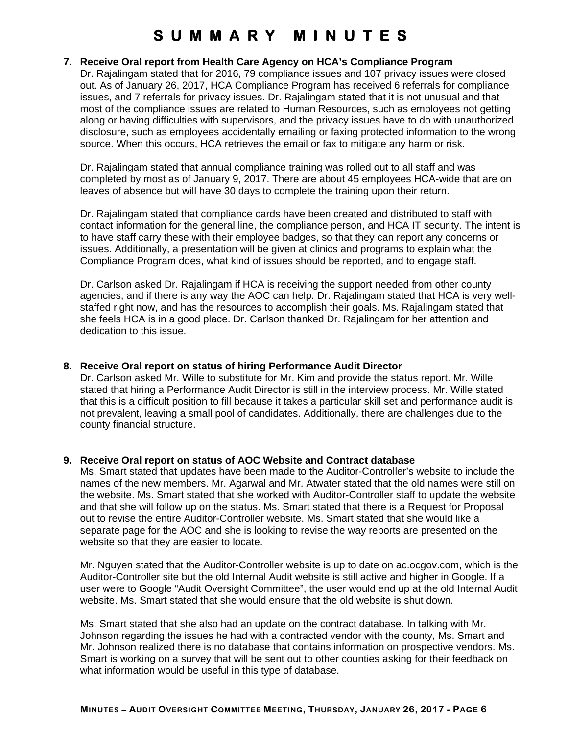# SUMMARY MINUTES

**7. Receive Oral report from Health Care Agency on HCA's Compliance Program**

Dr. Rajalingam stated that for 2016, 79 compliance issues and 107 privacy issues were closed out. As of January 26, 2017, HCA Compliance Program has received 6 referrals for compliance issues, and 7 referrals for privacy issues. Dr. Rajalingam stated that it is not unusual and that most of the compliance issues are related to Human Resources, such as employees not getting along or having difficulties with supervisors, and the privacy issues have to do with unauthorized disclosure, such as employees accidentally emailing or faxing protected information to the wrong source. When this occurs, HCA retrieves the email or fax to mitigate any harm or risk.

Dr. Rajalingam stated that annual compliance training was rolled out to all staff and was completed by most as of January 9, 2017. There are about 45 employees HCA-wide that are on leaves of absence but will have 30 days to complete the training upon their return.

Dr. Rajalingam stated that compliance cards have been created and distributed to staff with contact information for the general line, the compliance person, and HCA IT security. The intent is to have staff carry these with their employee badges, so that they can report any concerns or issues. Additionally, a presentation will be given at clinics and programs to explain what the Compliance Program does, what kind of issues should be reported, and to engage staff.

Dr. Carlson asked Dr. Rajalingam if HCA is receiving the support needed from other county agencies, and if there is any way the AOC can help. Dr. Rajalingam stated that HCA is very well-staffed right now, and has the resources to accomplish their goals. Ms. Rajalingam stated that she feels HCA is in a good place. Dr. Carlson thanked Dr. Rajalingam for her attention and dedication to this issue.

**8. Receive Oral report on status of hiring Performance Audit Director**

Dr. Carlson asked Mr. Wille to substitute for Mr. Kim and provide the status report. Mr. Wille stated that hiring a Performance Audit Director is still in the interview process. Mr. Wille stated that this is a difficult position to fill because it takes a particular skill set and performance audit is not prevalent, leaving a small pool of candidates. Additionally, there are challenges due to the county financial structure.

**9. Receive Oral report on status of AOC Website and Contract database**

Ms. Smart stated that updates have been made to the Auditor-Controller's website to include the names of the new members. Mr. Agarwal and Mr. Atwater stated that the old names were still on the website. Ms. Smart stated that she worked with Auditor-Controller staff to update the website and that she will follow up on the status. Ms. Smart stated that there is a Request for Proposal out to revise the entire Auditor-Controller website. Ms. Smart stated that she would like a separate page for the AOC and she is looking to revise the way reports are presented on the website so that they are easier to locate.

Mr. Nguyen stated that the Auditor-Controller website is up to date on ac.ocgov.com, which is the Auditor-Controller site but the old Internal Audit website is still active and higher in Google. If a user were to Google "Audit Oversight Committee", the user would end up at the old Internal Audit website. Ms. Smart stated that she would ensure that the old website is shut down.

Ms. Smart stated that she also had an update on the contract database. In talking with Mr. Johnson regarding the issues he had with a contracted vendor with the county, Ms. Smart and Mr. Johnson realized there is no database that contains information on prospective vendors. Ms. Smart is working on a survey that will be sent out to other counties asking for their feedback on what information would be useful in this type of database.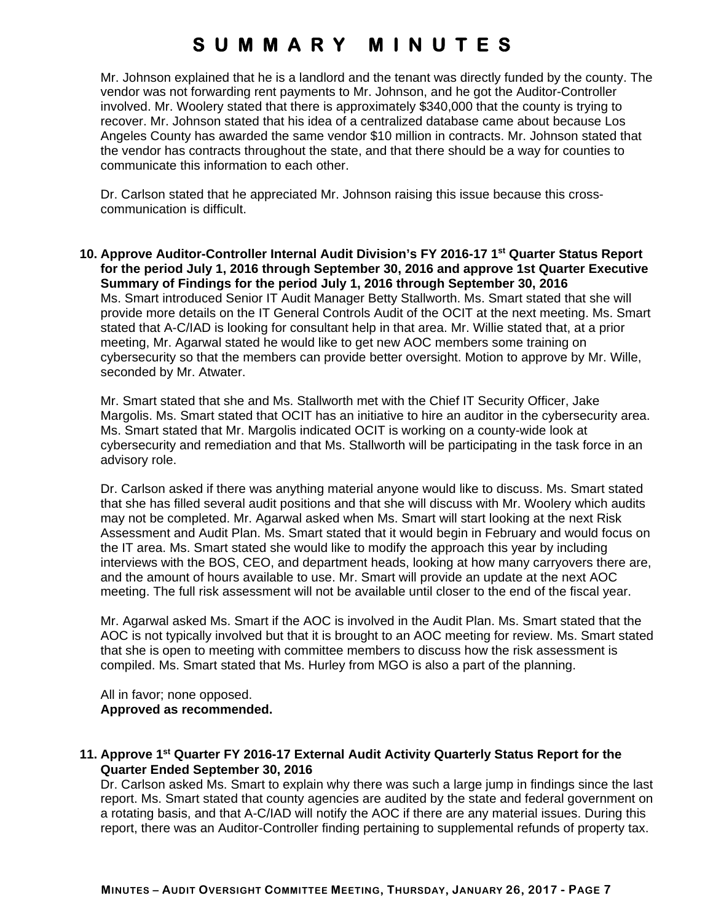Mr. Johnson explained that he is a landlord and the tenant was directly funded by the county. The vendor was not forwarding rent payments to Mr. Johnson, and he got the Auditor-Controller involved. Mr. Woolery stated that there is approximately $340,000 that the county is trying to recover. Mr. Johnson stated that his idea of a centralized database came about because Los Angeles County has awarded the same vendor $10 million in contracts. Mr. Johnson stated that the vendor has contracts throughout the state, and that there should be a way for counties to communicate this information to each other.

Dr. Carlson stated that he appreciated Mr. Johnson raising this issue because this cross-communication is difficult.

**10. Approve Auditor-Controller Internal Audit Division's FY 2016-17 1st Quarter Status Report for the period July 1, 2016 through September 30, 2016 and approve 1st Quarter Executive Summary of Findings for the period July 1, 2016 through September 30, 2016**

Ms. Smart introduced Senior IT Audit Manager Betty Stallworth. Ms. Smart stated that she will provide more details on the IT General Controls Audit of the OCIT at the next meeting. Ms. Smart stated that A-C/IAD is looking for consultant help in that area. Mr. Willie stated that, at a prior meeting, Mr. Agarwal stated he would like to get new AOC members some training on cybersecurity so that the members can provide better oversight. Motion to approve by Mr. Wille, seconded by Mr. Atwater.

Mr. Smart stated that she and Ms. Stallworth met with the Chief IT Security Officer, Jake Margolis. Ms. Smart stated that OCIT has an initiative to hire an auditor in the cybersecurity area. Ms. Smart stated that Mr. Margolis indicated OCIT is working on a county-wide look at cybersecurity and remediation and that Ms. Stallworth will be participating in the task force in an advisory role.

Dr. Carlson asked if there was anything material anyone would like to discuss. Ms. Smart stated that she has filled several audit positions and that she will discuss with Mr. Woolery which audits may not be completed. Mr. Agarwal asked when Ms. Smart will start looking at the next Risk Assessment and Audit Plan. Ms. Smart stated that it would begin in February and would focus on the IT area. Ms. Smart stated she would like to modify the approach this year by including interviews with the BOS, CEO, and department heads, looking at how many carryovers there are, and the amount of hours available to use. Mr. Smart will provide an update at the next AOC meeting. The full risk assessment will not be available until closer to the end of the fiscal year.

Mr. Agarwal asked Ms. Smart if the AOC is involved in the Audit Plan. Ms. Smart stated that the AOC is not typically involved but that it is brought to an AOC meeting for review. Ms. Smart stated that she is open to meeting with committee members to discuss how the risk assessment is compiled. Ms. Smart stated that Ms. Hurley from MGO is also a part of the planning.

All in favor; none opposed.
**Approved as recommended.**

**11. Approve 1st Quarter FY 2016-17 External Audit Activity Quarterly Status Report for the Quarter Ended September 30, 2016**

Dr. Carlson asked Ms. Smart to explain why there was such a large jump in findings since the last report. Ms. Smart stated that county agencies are audited by the state and federal government on a rotating basis, and that A-C/IAD will notify the AOC if there are any material issues. During this report, there was an Auditor-Controller finding pertaining to supplemental refunds of property tax.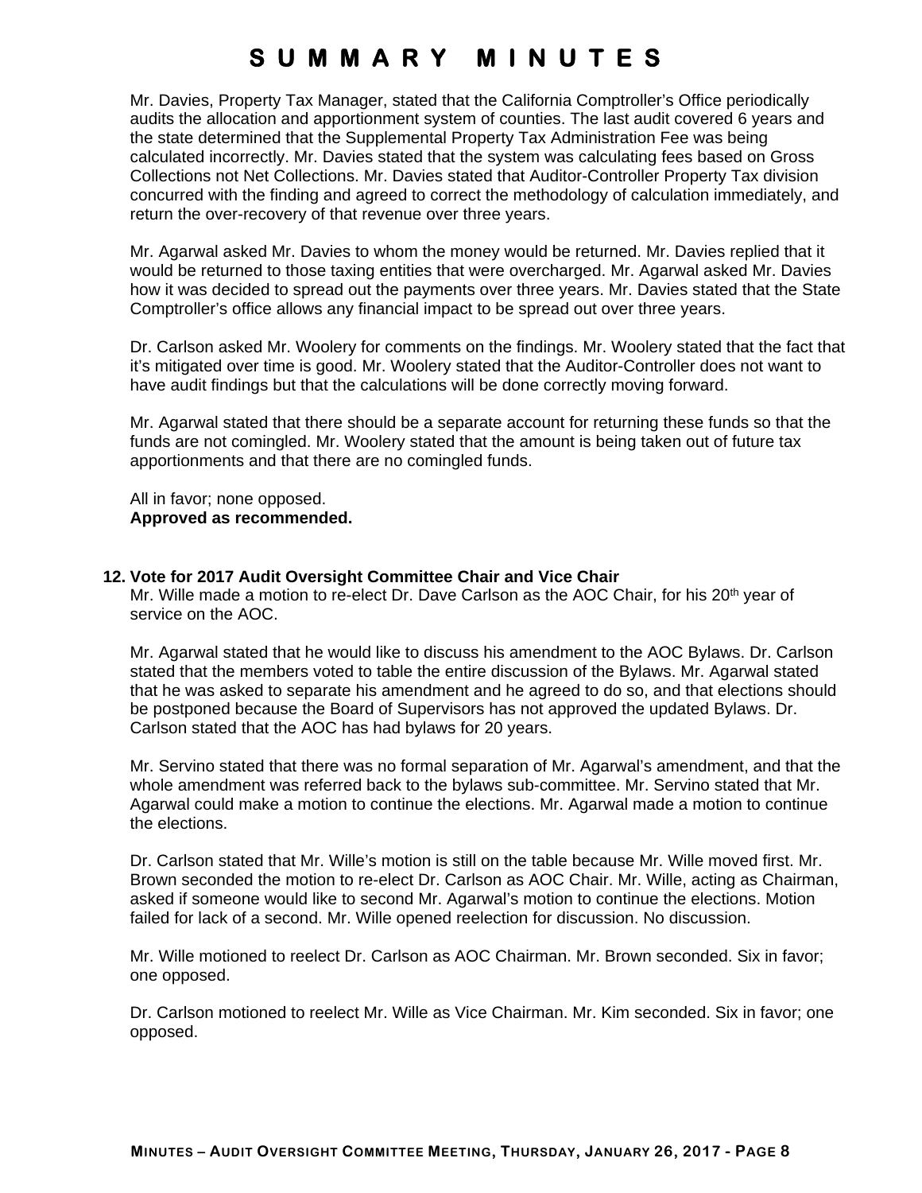Mr. Davies, Property Tax Manager, stated that the California Comptroller's Office periodically audits the allocation and apportionment system of counties. The last audit covered 6 years and the state determined that the Supplemental Property Tax Administration Fee was being calculated incorrectly. Mr. Davies stated that the system was calculating fees based on Gross Collections not Net Collections. Mr. Davies stated that Auditor-Controller Property Tax division concurred with the finding and agreed to correct the methodology of calculation immediately, and return the over-recovery of that revenue over three years.

Mr. Agarwal asked Mr. Davies to whom the money would be returned. Mr. Davies replied that it would be returned to those taxing entities that were overcharged. Mr. Agarwal asked Mr. Davies how it was decided to spread out the payments over three years. Mr. Davies stated that the State Comptroller's office allows any financial impact to be spread out over three years.

Dr. Carlson asked Mr. Woolery for comments on the findings. Mr. Woolery stated that the fact that it's mitigated over time is good. Mr. Woolery stated that the Auditor-Controller does not want to have audit findings but that the calculations will be done correctly moving forward.

Mr. Agarwal stated that there should be a separate account for returning these funds so that the funds are not comingled. Mr. Woolery stated that the amount is being taken out of future tax apportionments and that there are no comingled funds.

All in favor; none opposed.
**Approved as recommended.**

**12. Vote for 2017 Audit Oversight Committee Chair and Vice Chair**

Mr. Wille made a motion to re-elect Dr. Dave Carlson as the AOC Chair, for his 20th year of service on the AOC.

Mr. Agarwal stated that he would like to discuss his amendment to the AOC Bylaws. Dr. Carlson stated that the members voted to table the entire discussion of the Bylaws. Mr. Agarwal stated that he was asked to separate his amendment and he agreed to do so, and that elections should be postponed because the Board of Supervisors has not approved the updated Bylaws. Dr. Carlson stated that the AOC has had bylaws for 20 years.

Mr. Servino stated that there was no formal separation of Mr. Agarwal's amendment, and that the whole amendment was referred back to the bylaws sub-committee. Mr. Servino stated that Mr. Agarwal could make a motion to continue the elections. Mr. Agarwal made a motion to continue the elections.

Dr. Carlson stated that Mr. Wille's motion is still on the table because Mr. Wille moved first. Mr. Brown seconded the motion to re-elect Dr. Carlson as AOC Chair. Mr. Wille, acting as Chairman, asked if someone would like to second Mr. Agarwal's motion to continue the elections. Motion failed for lack of a second. Mr. Wille opened reelection for discussion. No discussion.

Mr. Wille motioned to reelect Dr. Carlson as AOC Chairman. Mr. Brown seconded. Six in favor; one opposed.

Dr. Carlson motioned to reelect Mr. Wille as Vice Chairman. Mr. Kim seconded. Six in favor; one opposed.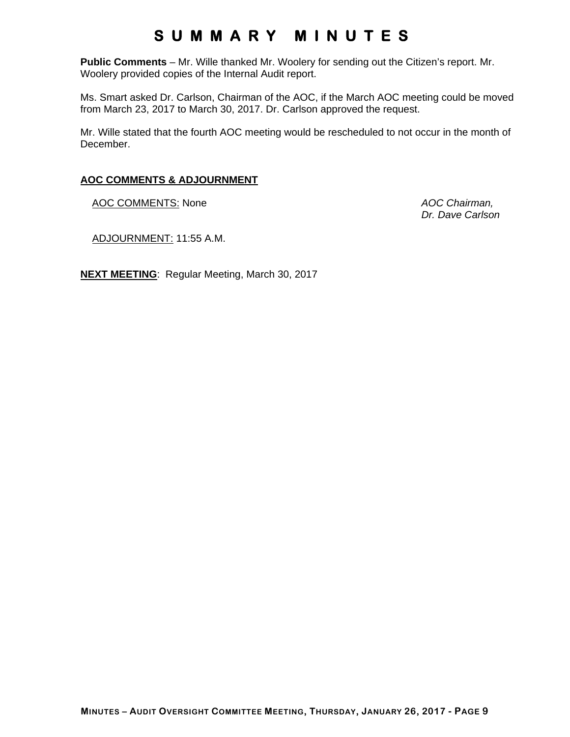# S U M M A R Y   M I N U T E S

**Public Comments** – Mr. Wille thanked Mr. Woolery for sending out the Citizen's report. Mr. Woolery provided copies of the Internal Audit report.

Ms. Smart asked Dr. Carlson, Chairman of the AOC, if the March AOC meeting could be moved from March 23, 2017 to March 30, 2017. Dr. Carlson approved the request.

Mr. Wille stated that the fourth AOC meeting would be rescheduled to not occur in the month of December.

## AOC COMMENTS & ADJOURNMENT

AOC COMMENTS: None

*AOC Chairman,*
*Dr. Dave Carlson*

ADJOURNMENT: 11:55 A.M.

**NEXT MEETING**: Regular Meeting, March 30, 2017